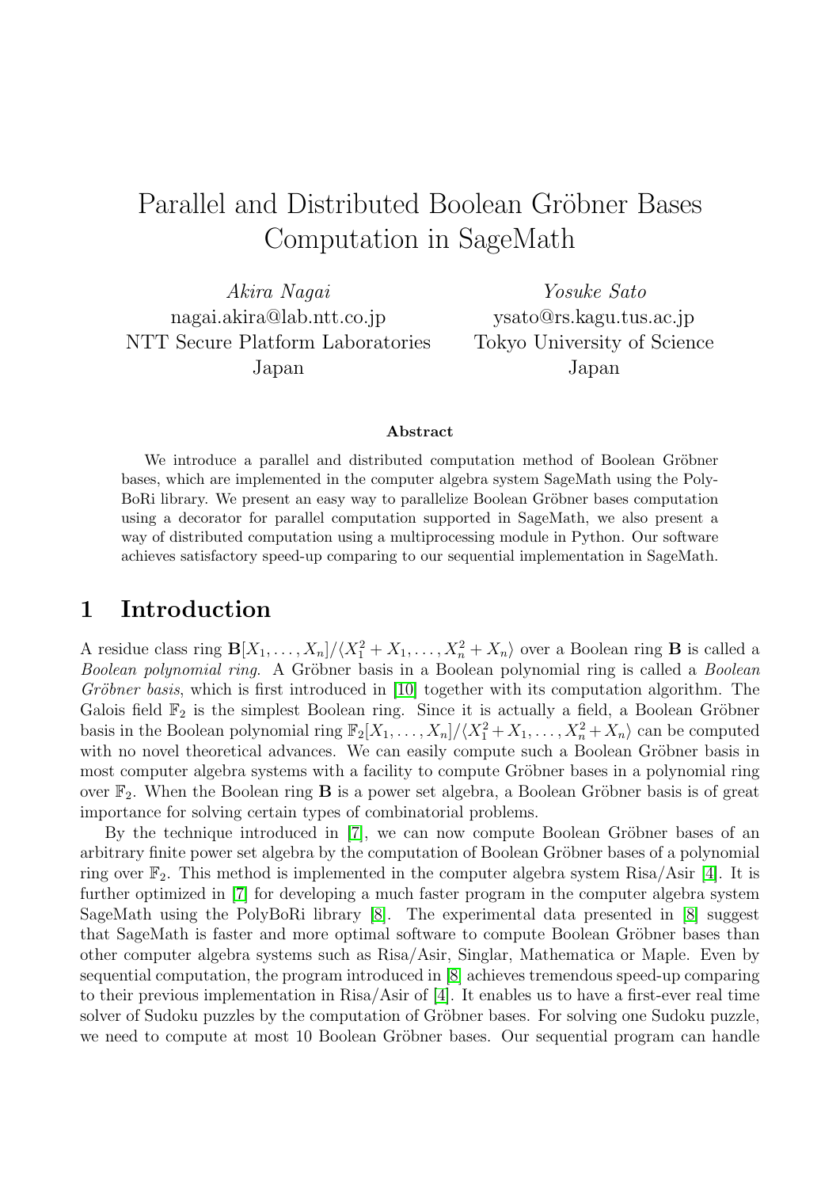# Parallel and Distributed Boolean Gröbner Bases Computation in SageMath

*Akira Nagai*
nagai.akira@lab.ntt.co.jp
NTT Secure Platform Laboratories
Japan

*Yosuke Sato*
ysato@rs.kagu.tus.ac.jp
Tokyo University of Science
Japan

**Abstract**

We introduce a parallel and distributed computation method of Boolean Gröbner bases, which are implemented in the computer algebra system SageMath using the PolyBoRi library. We present an easy way to parallelize Boolean Gröbner bases computation using a decorator for parallel computation supported in SageMath, we also present a way of distributed computation using a multiprocessing module in Python. Our software achieves satisfactory speed-up comparing to our sequential implementation in SageMath.

## 1 Introduction

A residue class ring $\mathbf{B}[X_1, \ldots, X_n]/\langle X_1^2 + X_1, \ldots, X_n^2 + X_n\rangle$ over a Boolean ring $\mathbf{B}$ is called a *Boolean polynomial ring*. A Gröbner basis in a Boolean polynomial ring is called a *Boolean Gröbner basis*, which is first introduced in [10] together with its computation algorithm. The Galois field $\mathbb{F}_2$ is the simplest Boolean ring. Since it is actually a field, a Boolean Gröbner basis in the Boolean polynomial ring $\mathbb{F}_2[X_1, \ldots, X_n]/\langle X_1^2 + X_1, \ldots, X_n^2 + X_n\rangle$ can be computed with no novel theoretical advances. We can easily compute such a Boolean Gröbner basis in most computer algebra systems with a facility to compute Gröbner bases in a polynomial ring over $\mathbb{F}_2$. When the Boolean ring $\mathbf{B}$ is a power set algebra, a Boolean Gröbner basis is of great importance for solving certain types of combinatorial problems.

By the technique introduced in [7], we can now compute Boolean Gröbner bases of an arbitrary finite power set algebra by the computation of Boolean Gröbner bases of a polynomial ring over $\mathbb{F}_2$. This method is implemented in the computer algebra system Risa/Asir [4]. It is further optimized in [7] for developing a much faster program in the computer algebra system SageMath using the PolyBoRi library [8]. The experimental data presented in [8] suggest that SageMath is faster and more optimal software to compute Boolean Gröbner bases than other computer algebra systems such as Risa/Asir, Singlar, Mathematica or Maple. Even by sequential computation, the program introduced in [8] achieves tremendous speed-up comparing to their previous implementation in Risa/Asir of [4]. It enables us to have a first-ever real time solver of Sudoku puzzles by the computation of Gröbner bases. For solving one Sudoku puzzle, we need to compute at most 10 Boolean Gröbner bases. Our sequential program can handle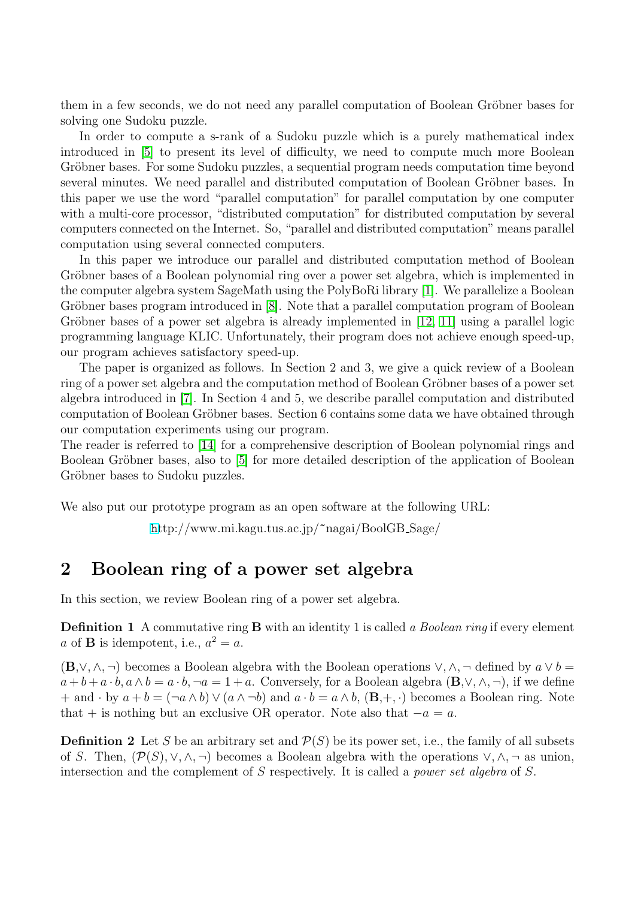them in a few seconds, we do not need any parallel computation of Boolean Gröbner bases for solving one Sudoku puzzle.

In order to compute a s-rank of a Sudoku puzzle which is a purely mathematical index introduced in [5] to present its level of difficulty, we need to compute much more Boolean Gröbner bases. For some Sudoku puzzles, a sequential program needs computation time beyond several minutes. We need parallel and distributed computation of Boolean Gröbner bases. In this paper we use the word "parallel computation" for parallel computation by one computer with a multi-core processor, "distributed computation" for distributed computation by several computers connected on the Internet. So, "parallel and distributed computation" means parallel computation using several connected computers.

In this paper we introduce our parallel and distributed computation method of Boolean Gröbner bases of a Boolean polynomial ring over a power set algebra, which is implemented in the computer algebra system SageMath using the PolyBoRi library [1]. We parallelize a Boolean Gröbner bases program introduced in [8]. Note that a parallel computation program of Boolean Gröbner bases of a power set algebra is already implemented in [12, 11] using a parallel logic programming language KLIC. Unfortunately, their program does not achieve enough speed-up, our program achieves satisfactory speed-up.

The paper is organized as follows. In Section 2 and 3, we give a quick review of a Boolean ring of a power set algebra and the computation method of Boolean Gröbner bases of a power set algebra introduced in [7]. In Section 4 and 5, we describe parallel computation and distributed computation of Boolean Gröbner bases. Section 6 contains some data we have obtained through our computation experiments using our program.
The reader is referred to [14] for a comprehensive description of Boolean polynomial rings and Boolean Gröbner bases, also to [5] for more detailed description of the application of Boolean Gröbner bases to Sudoku puzzles.

We also put our prototype program as an open software at the following URL:

http://www.mi.kagu.tus.ac.jp/~nagai/BoolGB_Sage/

## 2 Boolean ring of a power set algebra

In this section, we review Boolean ring of a power set algebra.

**Definition 1** A commutative ring $\mathbf{B}$ with an identity 1 is called *a Boolean ring* if every element $a$ of $\mathbf{B}$ is idempotent, i.e., $a^2 = a$.

$(\mathbf{B}, \vee, \wedge, \neg)$ becomes a Boolean algebra with the Boolean operations $\vee, \wedge, \neg$ defined by $a \vee b = a + b + a \cdot b, a \wedge b = a \cdot b, \neg a = 1 + a$. Conversely, for a Boolean algebra $(\mathbf{B}, \vee, \wedge, \neg)$, if we define $+$ and $\cdot$ by $a + b = (\neg a \wedge b) \vee (a \wedge \neg b)$ and $a \cdot b = a \wedge b$, $(\mathbf{B}, +, \cdot)$ becomes a Boolean ring. Note that $+$ is nothing but an exclusive OR operator. Note also that $-a = a$.

**Definition 2** Let $S$ be an arbitrary set and $\mathcal{P}(S)$ be its power set, i.e., the family of all subsets of $S$. Then, $(\mathcal{P}(S), \vee, \wedge, \neg)$ becomes a Boolean algebra with the operations $\vee, \wedge, \neg$ as union, intersection and the complement of $S$ respectively. It is called a *power set algebra* of $S$.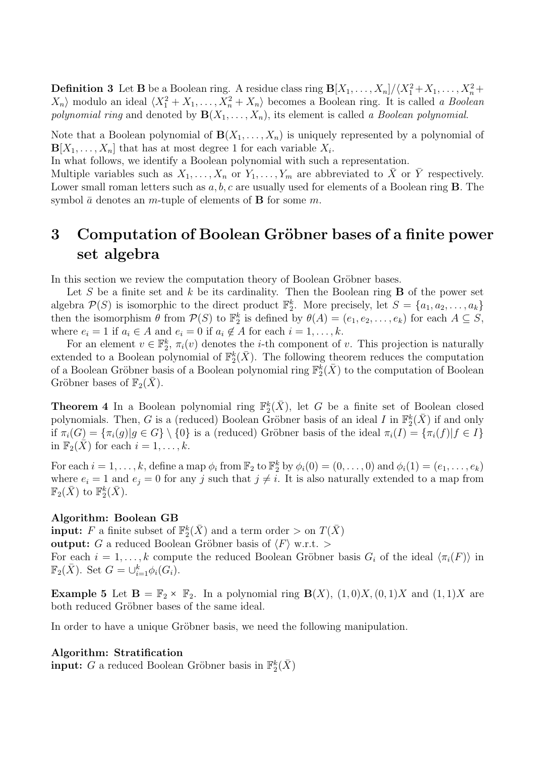**Definition 3** Let $\mathbf{B}$ be a Boolean ring. A residue class ring $\mathbf{B}[X_1, \ldots, X_n]/\langle X_1^2 + X_1, \ldots, X_n^2 + X_n\rangle$ modulo an ideal $\langle X_1^2 + X_1, \ldots, X_n^2 + X_n\rangle$ becomes a Boolean ring. It is called *a Boolean polynomial ring* and denoted by $\mathbf{B}(X_1, \ldots, X_n)$, its element is called *a Boolean polynomial*.

Note that a Boolean polynomial of $\mathbf{B}(X_1, \ldots, X_n)$ is uniquely represented by a polynomial of $\mathbf{B}[X_1, \ldots, X_n]$ that has at most degree 1 for each variable $X_i$.
In what follows, we identify a Boolean polynomial with such a representation.
Multiple variables such as $X_1, \ldots, X_n$ or $Y_1, \ldots, Y_m$ are abbreviated to $\bar{X}$ or $\bar{Y}$ respectively. Lower small roman letters such as $a, b, c$ are usually used for elements of a Boolean ring $\mathbf{B}$. The symbol $\bar{a}$ denotes an $m$-tuple of elements of $\mathbf{B}$ for some $m$.

# 3 Computation of Boolean Gröbner bases of a finite power set algebra

In this section we review the computation theory of Boolean Gröbner bases.

Let $S$ be a finite set and $k$ be its cardinality. Then the Boolean ring $\mathbf{B}$ of the power set algebra $\mathcal{P}(S)$ is isomorphic to the direct product $\mathbb{F}_2^k$. More precisely, let $S = \{a_1, a_2, \ldots, a_k\}$ then the isomorphism $\theta$ from $\mathcal{P}(S)$ to $\mathbb{F}_2^k$ is defined by $\theta(A) = (e_1, e_2, \ldots, e_k)$ for each $A \subseteq S$, where $e_i = 1$ if $a_i \in A$ and $e_i = 0$ if $a_i \notin A$ for each $i = 1, \ldots, k$.

For an element $v \in \mathbb{F}_2^k$, $\pi_i(v)$ denotes the $i$-th component of $v$. This projection is naturally extended to a Boolean polynomial of $\mathbb{F}_2^k(\bar{X})$. The following theorem reduces the computation of a Boolean Gröbner basis of a Boolean polynomial ring $\mathbb{F}_2^k(\bar{X})$ to the computation of Boolean Gröbner bases of $\mathbb{F}_2(\bar{X})$.

**Theorem 4** In a Boolean polynomial ring $\mathbb{F}_2^k(\bar{X})$, let $G$ be a finite set of Boolean closed polynomials. Then, $G$ is a (reduced) Boolean Gröbner basis of an ideal $I$ in $\mathbb{F}_2^k(\bar{X})$ if and only if $\pi_i(G) = \{\pi_i(g) | g \in G\} \setminus \{0\}$ is a (reduced) Gröbner basis of the ideal $\pi_i(I) = \{\pi_i(f) | f \in I\}$ in $\mathbb{F}_2(\bar{X})$ for each $i = 1, \ldots, k$.

For each $i = 1, \ldots, k$, define a map $\phi_i$ from $\mathbb{F}_2$ to $\mathbb{F}_2^k$ by $\phi_i(0) = (0, \ldots, 0)$ and $\phi_i(1) = (e_1, \ldots, e_k)$ where $e_i = 1$ and $e_j = 0$ for any $j$ such that $j \neq i$. It is also naturally extended to a map from $\mathbb{F}_2(\bar{X})$ to $\mathbb{F}_2^k(\bar{X})$.

**Algorithm: Boolean GB**
**input:** $F$ a finite subset of $\mathbb{F}_2^k(\bar{X})$ and a term order $>$ on $T(\bar{X})$
**output:** $G$ a reduced Boolean Gröbner basis of $\langle F\rangle$ w.r.t. $>$
For each $i = 1, \ldots, k$ compute the reduced Boolean Gröbner basis $G_i$ of the ideal $\langle \pi_i(F)\rangle$ in $\mathbb{F}_2(\bar{X})$. Set $G = \cup_{i=1}^k \phi_i(G_i)$.

**Example 5** Let $\mathbf{B} = \mathbb{F}_2 \times \mathbb{F}_2$. In a polynomial ring $\mathbf{B}(X)$, $(1,0)X, (0,1)X$ and $(1,1)X$ are both reduced Gröbner bases of the same ideal.

In order to have a unique Gröbner basis, we need the following manipulation.

**Algorithm: Stratification**
**input:** $G$ a reduced Boolean Gröbner basis in $\mathbb{F}_2^k(\bar{X})$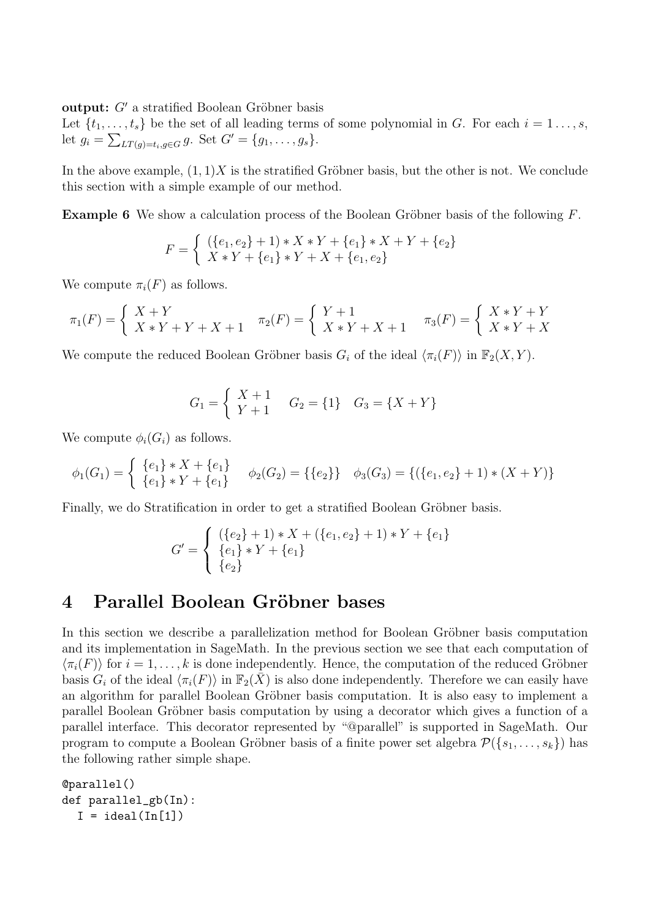**output:** $G'$ a stratified Boolean Gröbner basis
Let $\{t_1, \ldots, t_s\}$ be the set of all leading terms of some polynomial in $G$. For each $i = 1 \ldots, s$, let $g_i = \sum_{LT(g)=t_i, g \in G} g$. Set $G' = \{g_1, \ldots, g_s\}$.

In the above example, $(1, 1)X$ is the stratified Gröbner basis, but the other is not. We conclude this section with a simple example of our method.

**Example 6** We show a calculation process of the Boolean Gröbner basis of the following $F$.

$$F = \begin{cases} (\{e_1, e_2\} + 1) * X * Y + \{e_1\} * X + Y + \{e_2\} \\ X * Y + \{e_1\} * Y + X + \{e_1, e_2\} \end{cases}$$

We compute $\pi_i(F)$ as follows.

$$\pi_1(F) = \begin{cases} X + Y \\ X * Y + Y + X + 1 \end{cases} \quad \pi_2(F) = \begin{cases} Y + 1 \\ X * Y + X + 1 \end{cases} \quad \pi_3(F) = \begin{cases} X * Y + Y \\ X * Y + X \end{cases}$$

We compute the reduced Boolean Gröbner basis $G_i$ of the ideal $\langle \pi_i(F) \rangle$ in $\mathbb{F}_2(X, Y)$.

$$G_1 = \begin{cases} X + 1 \\ Y + 1 \end{cases} \quad G_2 = \{1\} \quad G_3 = \{X + Y\}$$

We compute $\phi_i(G_i)$ as follows.

$$\phi_1(G_1) = \begin{cases} \{e_1\} * X + \{e_1\} \\ \{e_1\} * Y + \{e_1\} \end{cases} \quad \phi_2(G_2) = \{\{e_2\}\} \quad \phi_3(G_3) = \{(\{e_1, e_2\} + 1) * (X + Y)\}$$

Finally, we do Stratification in order to get a stratified Boolean Gröbner basis.

$$G' = \begin{cases} (\{e_2\} + 1) * X + (\{e_1, e_2\} + 1) * Y + \{e_1\} \\ \{e_1\} * Y + \{e_1\} \\ \{e_2\} \end{cases}$$

# 4 Parallel Boolean Gröbner bases

In this section we describe a parallelization method for Boolean Gröbner basis computation and its implementation in SageMath. In the previous section we see that each computation of $\langle \pi_i(F) \rangle$ for $i = 1, \ldots, k$ is done independently. Hence, the computation of the reduced Gröbner basis $G_i$ of the ideal $\langle \pi_i(F) \rangle$ in $\mathbb{F}_2(\bar{X})$ is also done independently. Therefore we can easily have an algorithm for parallel Boolean Gröbner basis computation. It is also easy to implement a parallel Boolean Gröbner basis computation by using a decorator which gives a function of a parallel interface. This decorator represented by "@parallel" is supported in SageMath. Our program to compute a Boolean Gröbner basis of a finite power set algebra $\mathcal{P}(\{s_1, \ldots, s_k\})$ has the following rather simple shape.

```
@parallel()
def parallel_gb(In):
  I = ideal(In[1])
```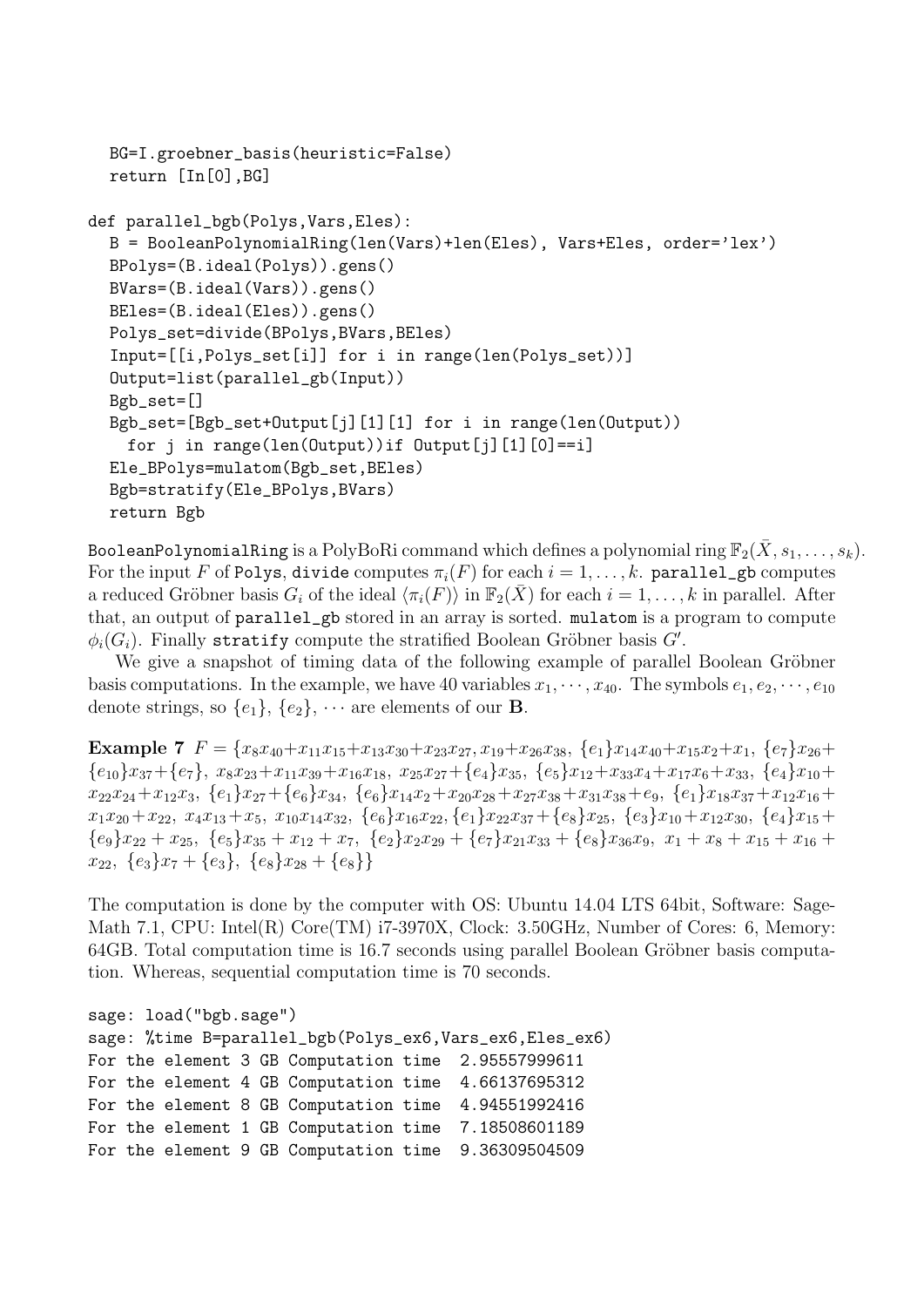```
  BG=I.groebner_basis(heuristic=False)
  return [In[0],BG]

def parallel_bgb(Polys,Vars,Eles):
  B = BooleanPolynomialRing(len(Vars)+len(Eles), Vars+Eles, order='lex')
  BPolys=(B.ideal(Polys)).gens()
  BVars=(B.ideal(Vars)).gens()
  BEles=(B.ideal(Eles)).gens()
  Polys_set=divide(BPolys,BVars,BEles)
  Input=[[i,Polys_set[i]] for i in range(len(Polys_set))]
  Output=list(parallel_gb(Input))
  Bgb_set=[]
  Bgb_set=[Bgb_set+Output[j][1][1] for i in range(len(Output))
    for j in range(len(Output))if Output[j][1][0]==i]
  Ele_BPolys=mulatom(Bgb_set,BEles)
  Bgb=stratify(Ele_BPolys,BVars)
  return Bgb
```

`BooleanPolynomialRing` is a PolyBoRi command which defines a polynomial ring $\mathbb{F}_2(\bar{X}, s_1, \ldots, s_k)$. For the input $F$ of `Polys`, `divide` computes $\pi_i(F)$ for each $i = 1, \ldots, k$. `parallel_gb` computes a reduced Gröbner basis $G_i$ of the ideal $\langle \pi_i(F) \rangle$ in $\mathbb{F}_2(\bar{X})$ for each $i = 1, \ldots, k$ in parallel. After that, an output of `parallel_gb` stored in an array is sorted. `mulatom` is a program to compute $\phi_i(G_i)$. Finally `stratify` compute the stratified Boolean Gröbner basis $G'$.

We give a snapshot of timing data of the following example of parallel Boolean Gröbner basis computations. In the example, we have 40 variables $x_1, \cdots, x_{40}$. The symbols $e_1, e_2, \cdots, e_{10}$ denote strings, so $\{e_1\}$, $\{e_2\}$, $\cdots$ are elements of our $\mathbf{B}$.

**Example 7** $F = \{x_8x_{40}+x_{11}x_{15}+x_{13}x_{30}+x_{23}x_{27}, x_{19}+x_{26}x_{38},\ \{e_1\}x_{14}x_{40}+x_{15}x_2+x_1,\ \{e_7\}x_{26}+\{e_{10}\}x_{37}+\{e_7\},\ x_8x_{23}+x_{11}x_{39}+x_{16}x_{18},\ x_{25}x_{27}+\{e_4\}x_{35},\ \{e_5\}x_{12}+x_{33}x_4+x_{17}x_6+x_{33},\ \{e_4\}x_{10}+x_{22}x_{24}+x_{12}x_3,\ \{e_1\}x_{27}+\{e_6\}x_{34},\ \{e_6\}x_{14}x_2+x_{20}x_{28}+x_{27}x_{38}+x_{31}x_{38}+e_9,\ \{e_1\}x_{18}x_{37}+x_{12}x_{16}+x_1x_{20}+x_{22},\ x_4x_{13}+x_5,\ x_{10}x_{14}x_{32},\ \{e_6\}x_{16}x_{22}, \{e_1\}x_{22}x_{37}+\{e_8\}x_{25},\ \{e_3\}x_{10}+x_{12}x_{30},\ \{e_4\}x_{15}+\{e_9\}x_{22}+x_{25},\ \{e_5\}x_{35}+x_{12}+x_7,\ \{e_2\}x_2x_{29}+\{e_7\}x_{21}x_{33}+\{e_8\}x_{36}x_9,\ x_1+x_8+x_{15}+x_{16}+x_{22},\ \{e_3\}x_7+\{e_3\},\ \{e_8\}x_{28}+\{e_8\}\}$

The computation is done by the computer with OS: Ubuntu 14.04 LTS 64bit, Software: SageMath 7.1, CPU: Intel(R) Core(TM) i7-3970X, Clock: 3.50GHz, Number of Cores: 6, Memory: 64GB. Total computation time is 16.7 seconds using parallel Boolean Gröbner basis computation. Whereas, sequential computation time is 70 seconds.

```
sage: load("bgb.sage")
sage: %time B=parallel_bgb(Polys_ex6,Vars_ex6,Eles_ex6)
For the element 3 GB Computation time  2.95557999611
For the element 4 GB Computation time  4.66137695312
For the element 8 GB Computation time  4.94551992416
For the element 1 GB Computation time  7.18508601189
For the element 9 GB Computation time  9.36309504509
```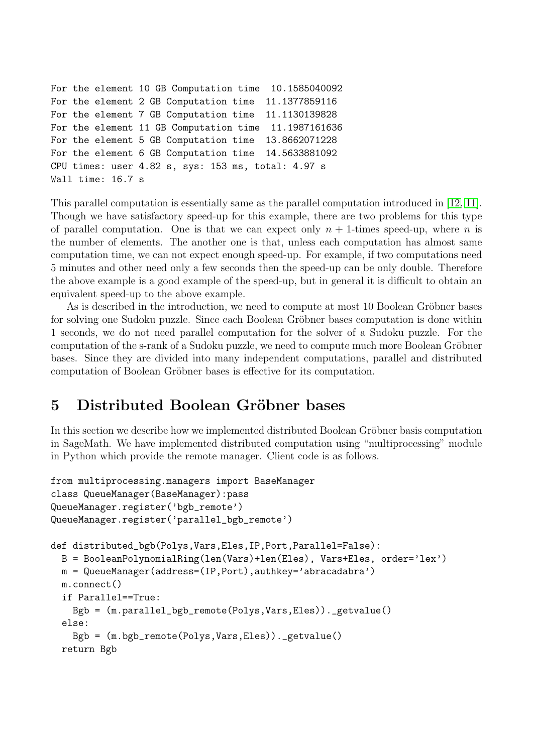```
For the element 10 GB Computation time  10.1585040092
For the element 2 GB Computation time  11.1377859116
For the element 7 GB Computation time  11.1130139828
For the element 11 GB Computation time  11.1987161636
For the element 5 GB Computation time  13.8662071228
For the element 6 GB Computation time  14.5633881092
CPU times: user 4.82 s, sys: 153 ms, total: 4.97 s
Wall time: 16.7 s
```

This parallel computation is essentially same as the parallel computation introduced in [12, 11]. Though we have satisfactory speed-up for this example, there are two problems for this type of parallel computation. One is that we can expect only $n+1$-times speed-up, where $n$ is the number of elements. The another one is that, unless each computation has almost same computation time, we can not expect enough speed-up. For example, if two computations need 5 minutes and other need only a few seconds then the speed-up can be only double. Therefore the above example is a good example of the speed-up, but in general it is difficult to obtain an equivalent speed-up to the above example.

As is described in the introduction, we need to compute at most 10 Boolean Gröbner bases for solving one Sudoku puzzle. Since each Boolean Gröbner bases computation is done within 1 seconds, we do not need parallel computation for the solver of a Sudoku puzzle. For the computation of the s-rank of a Sudoku puzzle, we need to compute much more Boolean Gröbner bases. Since they are divided into many independent computations, parallel and distributed computation of Boolean Gröbner bases is effective for its computation.

## 5 Distributed Boolean Gröbner bases

In this section we describe how we implemented distributed Boolean Gröbner basis computation in SageMath. We have implemented distributed computation using "multiprocessing" module in Python which provide the remote manager. Client code is as follows.

```
from multiprocessing.managers import BaseManager
class QueueManager(BaseManager):pass
QueueManager.register('bgb_remote')
QueueManager.register('parallel_bgb_remote')

def distributed_bgb(Polys,Vars,Eles,IP,Port,Parallel=False):
  B = BooleanPolynomialRing(len(Vars)+len(Eles), Vars+Eles, order='lex')
  m = QueueManager(address=(IP,Port),authkey='abracadabra')
  m.connect()
  if Parallel==True:
    Bgb = (m.parallel_bgb_remote(Polys,Vars,Eles))._getvalue()
  else:
    Bgb = (m.bgb_remote(Polys,Vars,Eles))._getvalue()
  return Bgb
```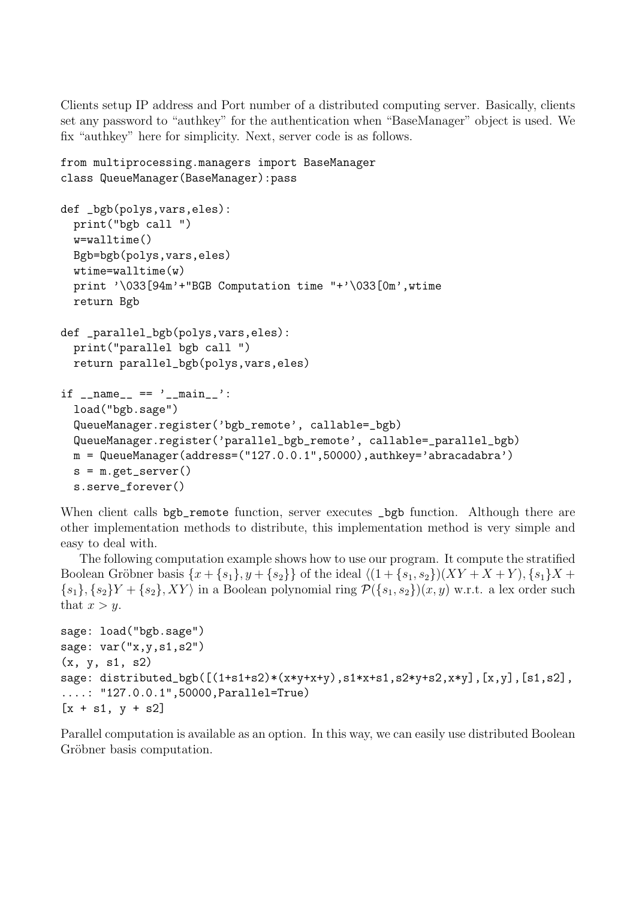Clients setup IP address and Port number of a distributed computing server. Basically, clients set any password to "authkey" for the authentication when "BaseManager" object is used. We fix "authkey" here for simplicity. Next, server code is as follows.

```
from multiprocessing.managers import BaseManager
class QueueManager(BaseManager):pass

def _bgb(polys,vars,eles):
  print("bgb call ")
  w=walltime()
  Bgb=bgb(polys,vars,eles)
  wtime=walltime(w)
  print '\033[94m'+"BGB Computation time "+'\033[0m',wtime
  return Bgb

def _parallel_bgb(polys,vars,eles):
  print("parallel bgb call ")
  return parallel_bgb(polys,vars,eles)

if __name__ == '__main__':
  load("bgb.sage")
  QueueManager.register('bgb_remote', callable=_bgb)
  QueueManager.register('parallel_bgb_remote', callable=_parallel_bgb)
  m = QueueManager(address=("127.0.0.1",50000),authkey='abracadabra')
  s = m.get_server()
  s.serve_forever()
```

When client calls `bgb_remote` function, server executes `_bgb` function. Although there are other implementation methods to distribute, this implementation method is very simple and easy to deal with.

The following computation example shows how to use our program. It compute the stratified Boolean Gröbner basis $\{x+\{s_1\}, y+\{s_2\}\}$ of the ideal $\langle(1+\{s_1,s_2\})(XY+X+Y), \{s_1\}X+\{s_1\}, \{s_2\}Y+\{s_2\}, XY\rangle$ in a Boolean polynomial ring $\mathcal{P}(\{s_1,s_2\})(x,y)$ w.r.t. a lex order such that $x>y$.

```
sage: load("bgb.sage")
sage: var("x,y,s1,s2")
(x, y, s1, s2)
sage: distributed_bgb([(1+s1+s2)*(x*y+x+y),s1*x+s1,s2*y+s2,x*y],[x,y],[s1,s2],
....: "127.0.0.1",50000,Parallel=True)
[x + s1, y + s2]
```

Parallel computation is available as an option. In this way, we can easily use distributed Boolean Gröbner basis computation.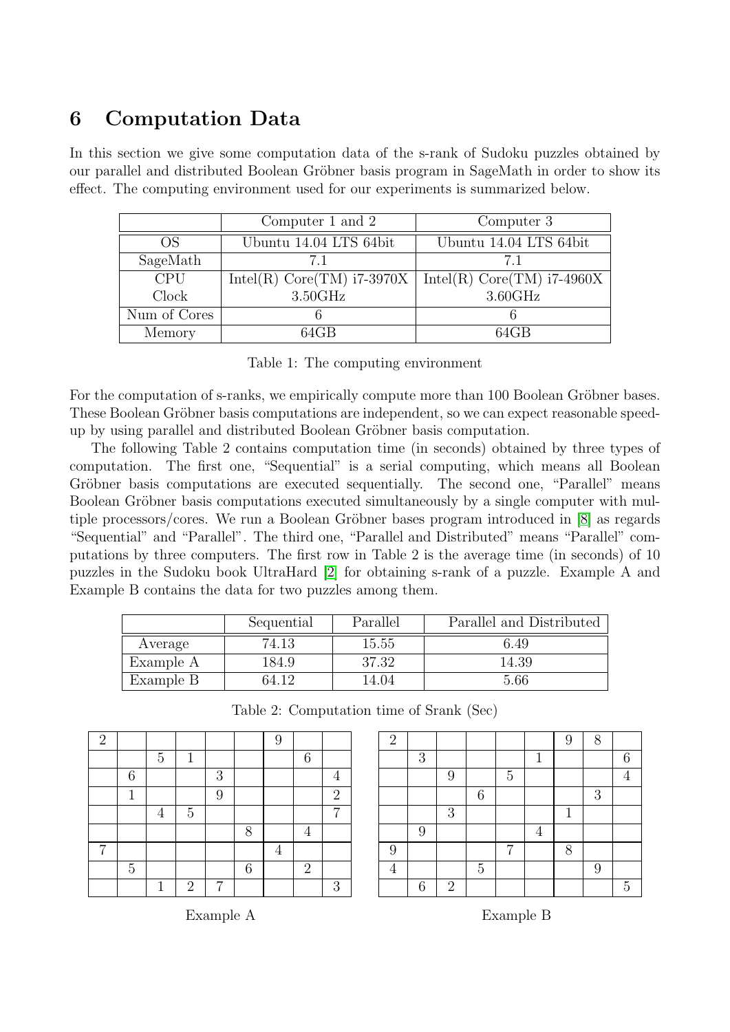## 6 Computation Data

In this section we give some computation data of the s-rank of Sudoku puzzles obtained by our parallel and distributed Boolean Gröbner basis program in SageMath in order to show its effect. The computing environment used for our experiments is summarized below.

| | Computer 1 and 2 | Computer 3 |
|---|---|---|
| OS | Ubuntu 14.04 LTS 64bit | Ubuntu 14.04 LTS 64bit |
| SageMath | 7.1 | 7.1 |
| CPU<br>Clock | Intel(R) Core(TM) i7-3970X<br>3.50GHz | Intel(R) Core(TM) i7-4960X<br>3.60GHz |
| Num of Cores | 6 | 6 |
| Memory | 64GB | 64GB |

Table 1: The computing environment

For the computation of s-ranks, we empirically compute more than 100 Boolean Gröbner bases. These Boolean Gröbner basis computations are independent, so we can expect reasonable speed-up by using parallel and distributed Boolean Gröbner basis computation.

The following Table 2 contains computation time (in seconds) obtained by three types of computation. The first one, "Sequential" is a serial computing, which means all Boolean Gröbner basis computations are executed sequentially. The second one, "Parallel" means Boolean Gröbner basis computations executed simultaneously by a single computer with multiple processors/cores. We run a Boolean Gröbner bases program introduced in [8] as regards "Sequential" and "Parallel". The third one, "Parallel and Distributed" means "Parallel" computations by three computers. The first row in Table 2 is the average time (in seconds) of 10 puzzles in the Sudoku book UltraHard [2] for obtaining s-rank of a puzzle. Example A and Example B contains the data for two puzzles among them.

| | Sequential | Parallel | Parallel and Distributed |
|---|---|---|---|
| Average | 74.13 | 15.55 | 6.49 |
| Example A | 184.9 | 37.32 | 14.39 |
| Example B | 64.12 | 14.04 | 5.66 |

Table 2: Computation time of Srank (Sec)

| | | | | | | | | |
|---|---|---|---|---|---|---|---|---|
| 2 | | | | | | 9 | | |
| | | 5 | 1 | | | | 6 | |
| | 6 | | | 3 | | | | 4 |
| | 1 | | | 9 | | | | 2 |
| | | 4 | 5 | | | | | 7 |
| | | | | | 8 | | 4 | |
| 7 | | | | | | 4 | | |
| | 5 | | | | 6 | | 2 | |
| | | 1 | 2 | 7 | | | | 3 |

Example A

| | | | | | | | | |
|---|---|---|---|---|---|---|---|---|
| 2 | | | | | | 9 | 8 | |
| | 3 | | | | 1 | | | 6 |
| | | 9 | | 5 | | | | 4 |
| | | | 6 | | | | 3 | |
| | | 3 | | | | 1 | | |
| | 9 | | | | 4 | | | |
| 9 | | | | 7 | | 8 | | |
| 4 | | | 5 | | | | 9 | |
| | 6 | 2 | | | | | | 5 |

Example B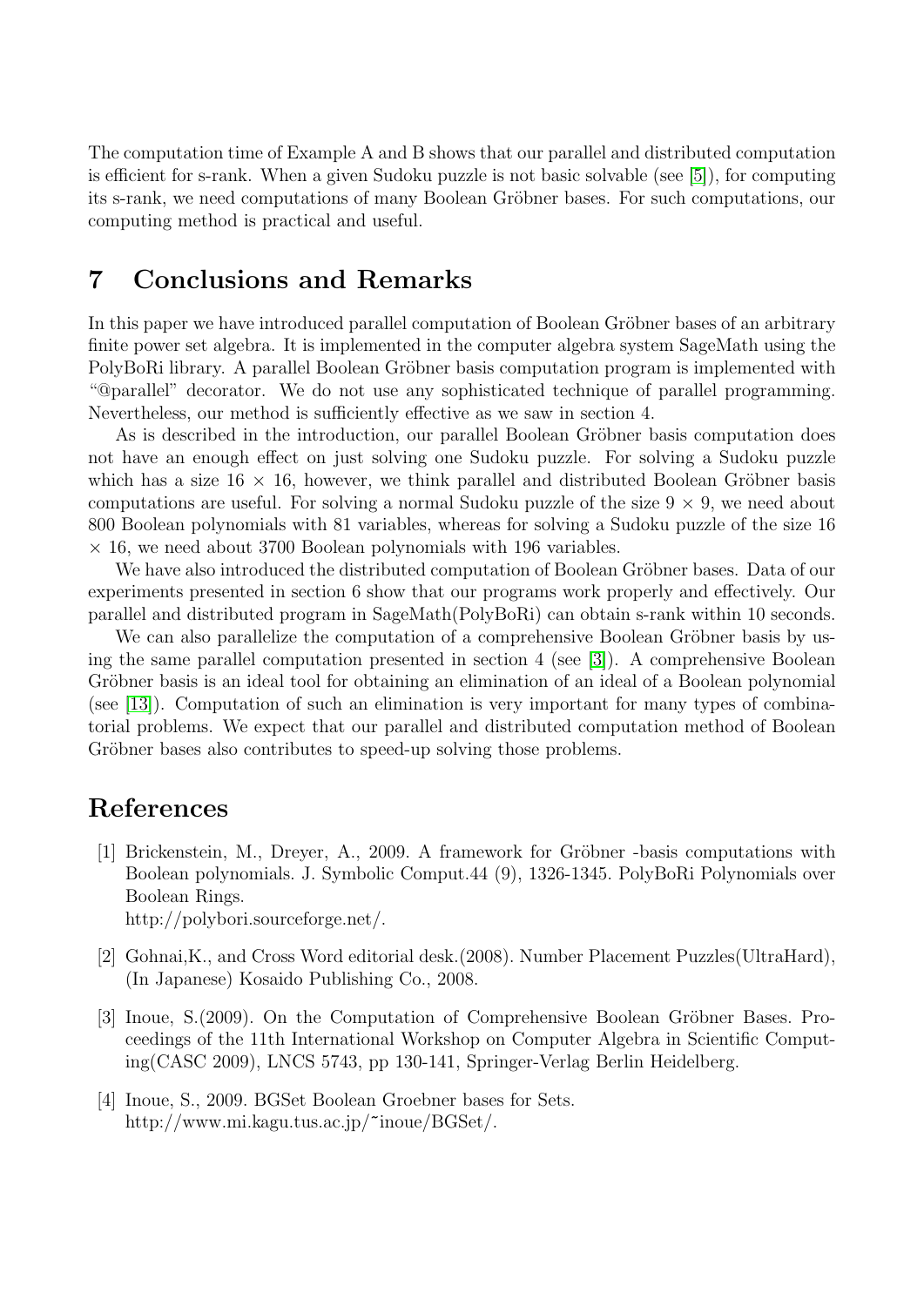The computation time of Example A and B shows that our parallel and distributed computation is efficient for s-rank. When a given Sudoku puzzle is not basic solvable (see [5]), for computing its s-rank, we need computations of many Boolean Gröbner bases. For such computations, our computing method is practical and useful.

## 7 Conclusions and Remarks

In this paper we have introduced parallel computation of Boolean Gröbner bases of an arbitrary finite power set algebra. It is implemented in the computer algebra system SageMath using the PolyBoRi library. A parallel Boolean Gröbner basis computation program is implemented with "@parallel" decorator. We do not use any sophisticated technique of parallel programming. Nevertheless, our method is sufficiently effective as we saw in section 4.

As is described in the introduction, our parallel Boolean Gröbner basis computation does not have an enough effect on just solving one Sudoku puzzle. For solving a Sudoku puzzle which has a size $16 \times 16$, however, we think parallel and distributed Boolean Gröbner basis computations are useful. For solving a normal Sudoku puzzle of the size $9 \times 9$, we need about 800 Boolean polynomials with 81 variables, whereas for solving a Sudoku puzzle of the size $16 \times 16$, we need about 3700 Boolean polynomials with 196 variables.

We have also introduced the distributed computation of Boolean Gröbner bases. Data of our experiments presented in section 6 show that our programs work properly and effectively. Our parallel and distributed program in SageMath(PolyBoRi) can obtain s-rank within 10 seconds.

We can also parallelize the computation of a comprehensive Boolean Gröbner basis by using the same parallel computation presented in section 4 (see [3]). A comprehensive Boolean Gröbner basis is an ideal tool for obtaining an elimination of an ideal of a Boolean polynomial (see [13]). Computation of such an elimination is very important for many types of combinatorial problems. We expect that our parallel and distributed computation method of Boolean Gröbner bases also contributes to speed-up solving those problems.

## References

[1] Brickenstein, M., Dreyer, A., 2009. A framework for Gröbner -basis computations with Boolean polynomials. J. Symbolic Comput.44 (9), 1326-1345. PolyBoRi Polynomials over Boolean Rings.
http://polybori.sourceforge.net/.

[2] Gohnai,K., and Cross Word editorial desk.(2008). Number Placement Puzzles(UltraHard), (In Japanese) Kosaido Publishing Co., 2008.

[3] Inoue, S.(2009). On the Computation of Comprehensive Boolean Gröbner Bases. Proceedings of the 11th International Workshop on Computer Algebra in Scientific Computing(CASC 2009), LNCS 5743, pp 130-141, Springer-Verlag Berlin Heidelberg.

[4] Inoue, S., 2009. BGSet Boolean Groebner bases for Sets.
http://www.mi.kagu.tus.ac.jp/~inoue/BGSet/.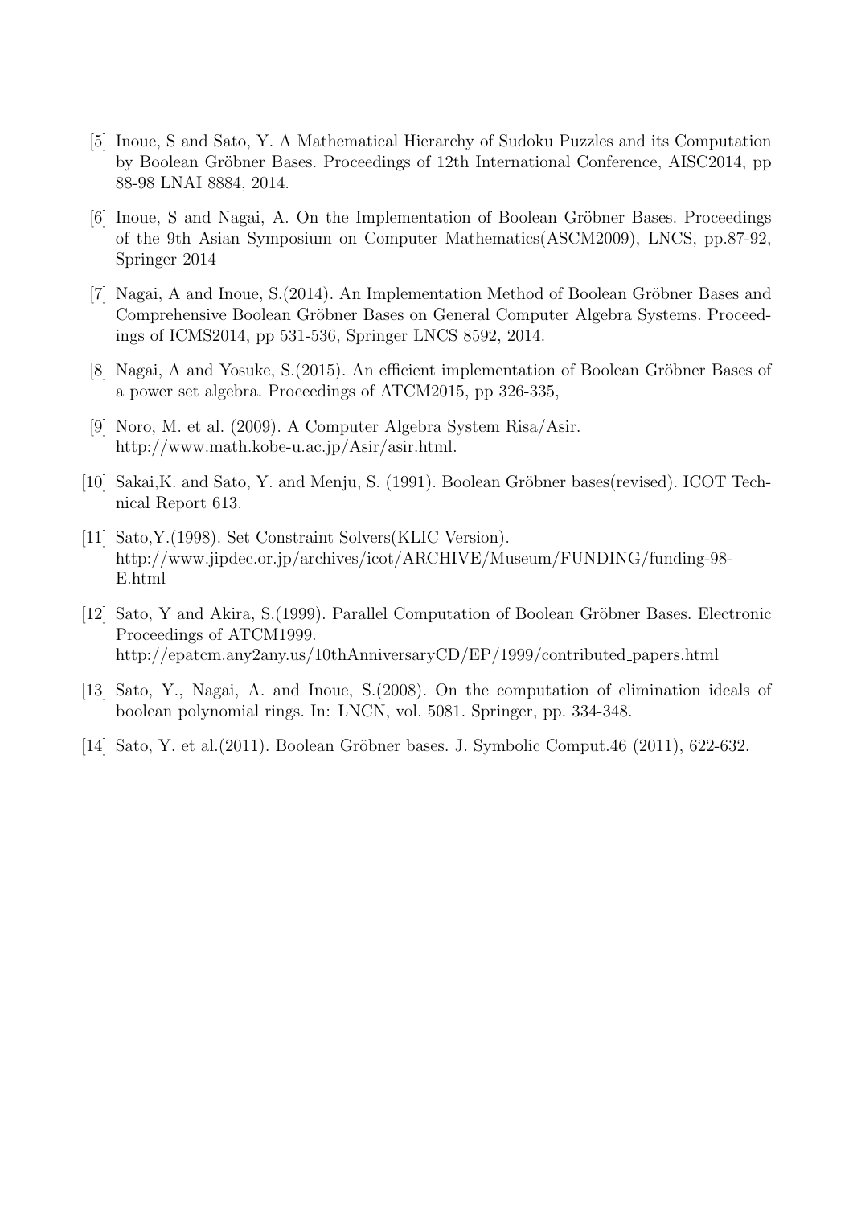[5] Inoue, S and Sato, Y. A Mathematical Hierarchy of Sudoku Puzzles and its Computation by Boolean Gröbner Bases. Proceedings of 12th International Conference, AISC2014, pp 88-98 LNAI 8884, 2014.

[6] Inoue, S and Nagai, A. On the Implementation of Boolean Gröbner Bases. Proceedings of the 9th Asian Symposium on Computer Mathematics(ASCM2009), LNCS, pp.87-92, Springer 2014

[7] Nagai, A and Inoue, S.(2014). An Implementation Method of Boolean Gröbner Bases and Comprehensive Boolean Gröbner Bases on General Computer Algebra Systems. Proceedings of ICMS2014, pp 531-536, Springer LNCS 8592, 2014.

[8] Nagai, A and Yosuke, S.(2015). An efficient implementation of Boolean Gröbner Bases of a power set algebra. Proceedings of ATCM2015, pp 326-335,

[9] Noro, M. et al. (2009). A Computer Algebra System Risa/Asir. http://www.math.kobe-u.ac.jp/Asir/asir.html.

[10] Sakai,K. and Sato, Y. and Menju, S. (1991). Boolean Gröbner bases(revised). ICOT Technical Report 613.

[11] Sato,Y.(1998). Set Constraint Solvers(KLIC Version). http://www.jipdec.or.jp/archives/icot/ARCHIVE/Museum/FUNDING/funding-98-E.html

[12] Sato, Y and Akira, S.(1999). Parallel Computation of Boolean Gröbner Bases. Electronic Proceedings of ATCM1999. http://epatcm.any2any.us/10thAnniversaryCD/EP/1999/contributed_papers.html

[13] Sato, Y., Nagai, A. and Inoue, S.(2008). On the computation of elimination ideals of boolean polynomial rings. In: LNCN, vol. 5081. Springer, pp. 334-348.

[14] Sato, Y. et al.(2011). Boolean Gröbner bases. J. Symbolic Comput.46 (2011), 622-632.